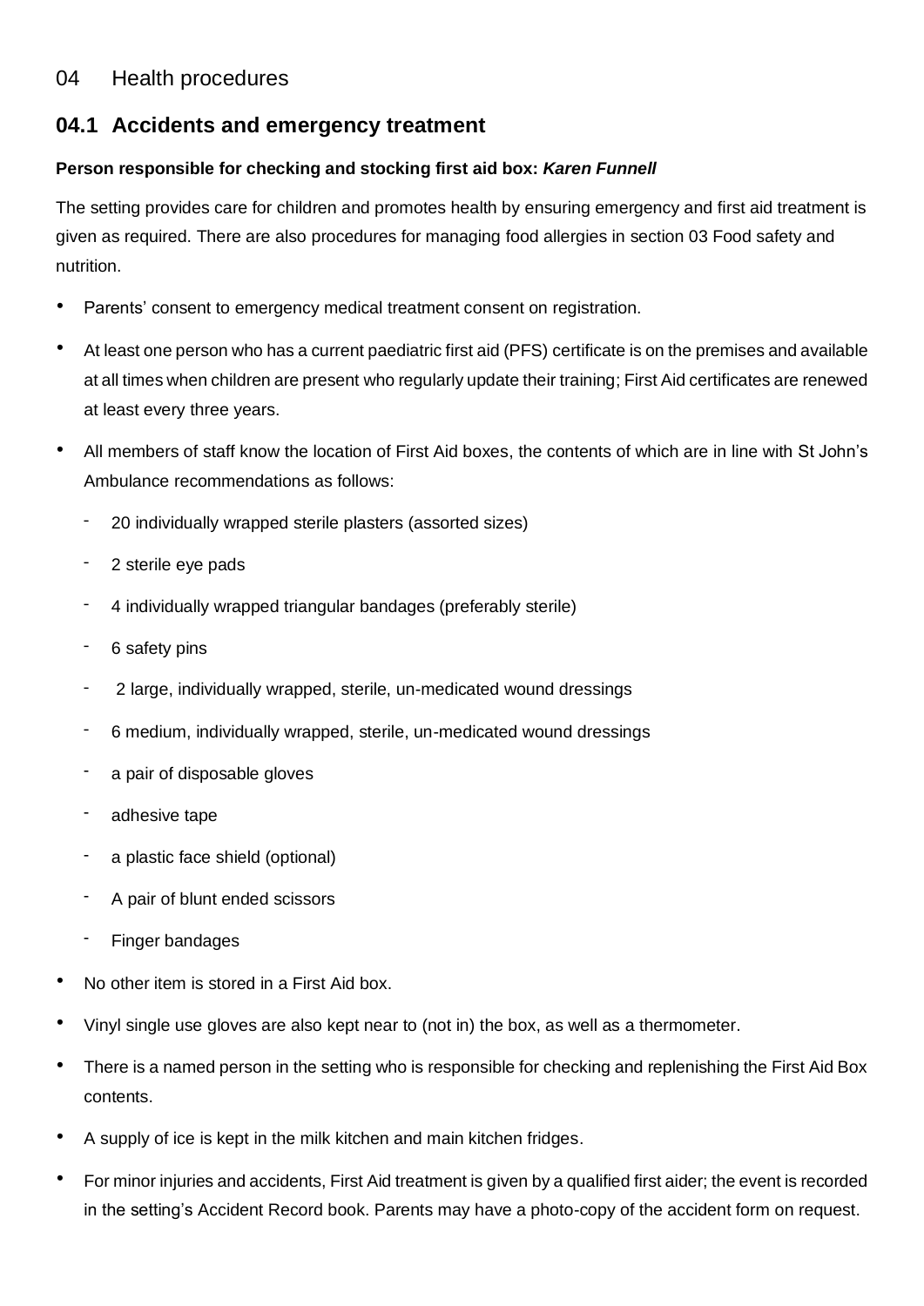# 04 Health procedures

## 04.1 Accidents and emergency treatment

**Person responsible for checking and stocking first aid box: *Karen Funnell***

The setting provides care for children and promotes health by ensuring emergency and first aid treatment is given as required. There are also procedures for managing food allergies in section 03 Food safety and nutrition.

- Parents' consent to emergency medical treatment consent on registration.
- At least one person who has a current paediatric first aid (PFS) certificate is on the premises and available at all times when children are present who regularly update their training; First Aid certificates are renewed at least every three years.
- All members of staff know the location of First Aid boxes, the contents of which are in line with St John's Ambulance recommendations as follows:
  - 20 individually wrapped sterile plasters (assorted sizes)
  - 2 sterile eye pads
  - 4 individually wrapped triangular bandages (preferably sterile)
  - 6 safety pins
  - 2 large, individually wrapped, sterile, un-medicated wound dressings
  - 6 medium, individually wrapped, sterile, un-medicated wound dressings
  - a pair of disposable gloves
  - adhesive tape
  - a plastic face shield (optional)
  - A pair of blunt ended scissors
  - Finger bandages
- No other item is stored in a First Aid box.
- Vinyl single use gloves are also kept near to (not in) the box, as well as a thermometer.
- There is a named person in the setting who is responsible for checking and replenishing the First Aid Box contents.
- A supply of ice is kept in the milk kitchen and main kitchen fridges.
- For minor injuries and accidents, First Aid treatment is given by a qualified first aider; the event is recorded in the setting's Accident Record book. Parents may have a photo-copy of the accident form on request.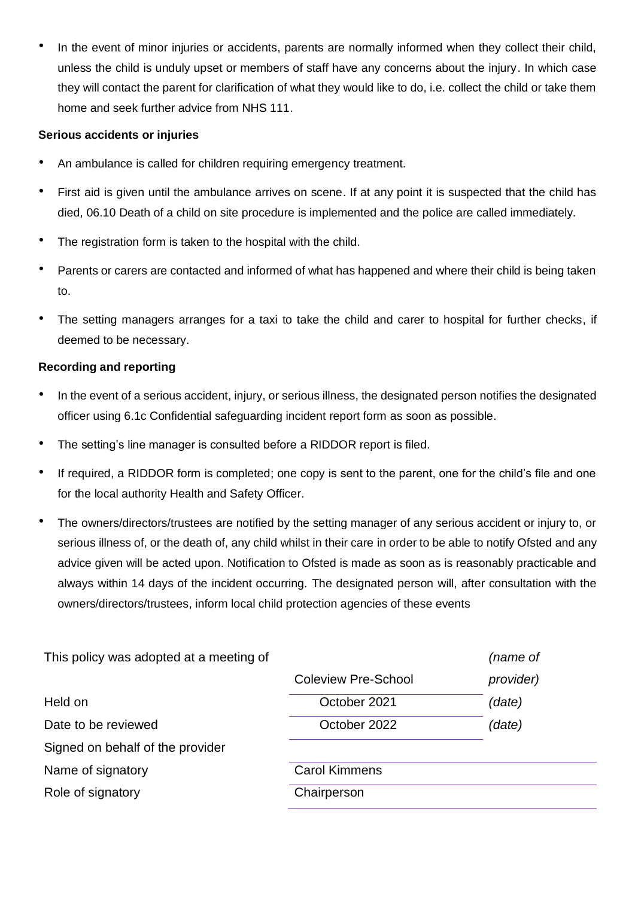- In the event of minor injuries or accidents, parents are normally informed when they collect their child, unless the child is unduly upset or members of staff have any concerns about the injury. In which case they will contact the parent for clarification of what they would like to do, i.e. collect the child or take them home and seek further advice from NHS 111.

**Serious accidents or injuries**

- An ambulance is called for children requiring emergency treatment.
- First aid is given until the ambulance arrives on scene. If at any point it is suspected that the child has died, 06.10 Death of a child on site procedure is implemented and the police are called immediately.
- The registration form is taken to the hospital with the child.
- Parents or carers are contacted and informed of what has happened and where their child is being taken to.
- The setting managers arranges for a taxi to take the child and carer to hospital for further checks, if deemed to be necessary.

**Recording and reporting**

- In the event of a serious accident, injury, or serious illness, the designated person notifies the designated officer using 6.1c Confidential safeguarding incident report form as soon as possible.
- The setting's line manager is consulted before a RIDDOR report is filed.
- If required, a RIDDOR form is completed; one copy is sent to the parent, one for the child's file and one for the local authority Health and Safety Officer.
- The owners/directors/trustees are notified by the setting manager of any serious accident or injury to, or serious illness of, or the death of, any child whilst in their care in order to be able to notify Ofsted and any advice given will be acted upon. Notification to Ofsted is made as soon as is reasonably practicable and always within 14 days of the incident occurring. The designated person will, after consultation with the owners/directors/trustees, inform local child protection agencies of these events

| | | |
|---|---|---|
| This policy was adopted at a meeting of | Coleview Pre-School | *(name of provider)* |
| Held on | October 2021 | *(date)* |
| Date to be reviewed | October 2022 | *(date)* |
| Signed on behalf of the provider | | |
| Name of signatory | Carol Kimmens | |
| Role of signatory | Chairperson | |